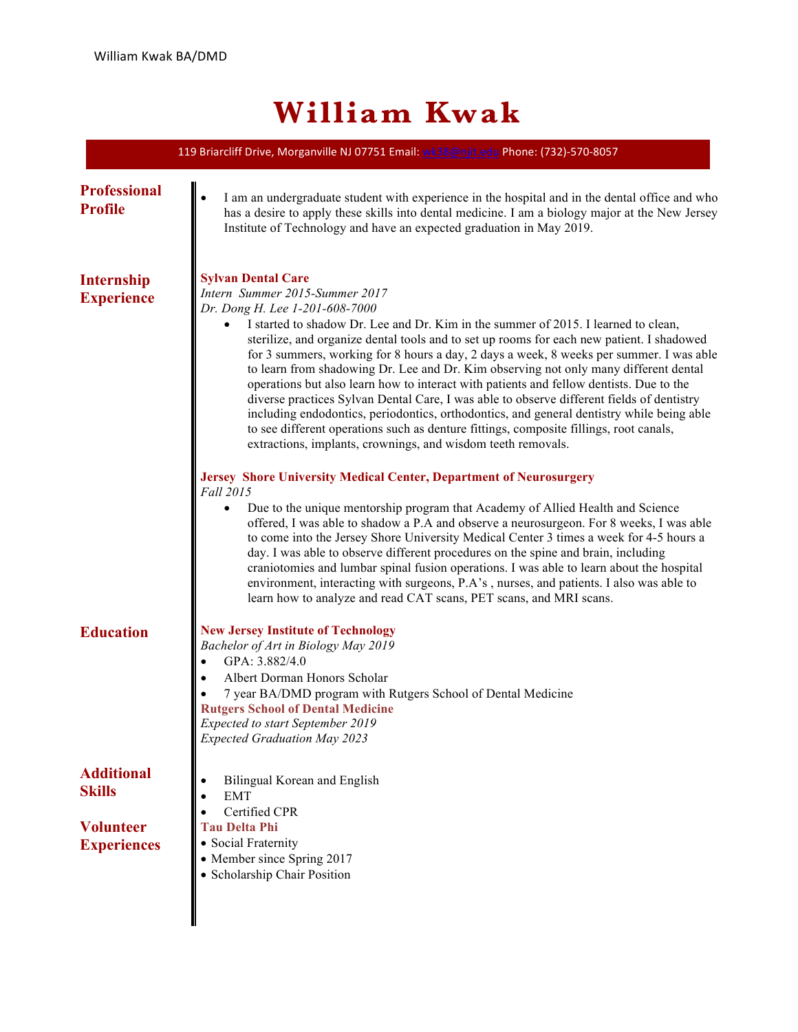# William Kwak

119 Briarcliff Drive, Morganville NJ 07751 Email: wk38@njit.edu Phone: (732)-570-8057

## Professional Profile

- I am an undergraduate student with experience in the hospital and in the dental office and who has a desire to apply these skills into dental medicine. I am a biology major at the New Jersey Institute of Technology and have an expected graduation in May 2019.

## Internship Experience

**Sylvan Dental Care**
*Intern Summer 2015-Summer 2017*
*Dr. Dong H. Lee 1-201-608-7000*

- I started to shadow Dr. Lee and Dr. Kim in the summer of 2015. I learned to clean, sterilize, and organize dental tools and to set up rooms for each new patient. I shadowed for 3 summers, working for 8 hours a day, 2 days a week, 8 weeks per summer. I was able to learn from shadowing Dr. Lee and Dr. Kim observing not only many different dental operations but also learn how to interact with patients and fellow dentists. Due to the diverse practices Sylvan Dental Care, I was able to observe different fields of dentistry including endodontics, periodontics, orthodontics, and general dentistry while being able to see different operations such as denture fittings, composite fillings, root canals, extractions, implants, crownings, and wisdom teeth removals.

**Jersey Shore University Medical Center, Department of Neurosurgery**
*Fall 2015*

- Due to the unique mentorship program that Academy of Allied Health and Science offered, I was able to shadow a P.A and observe a neurosurgeon. For 8 weeks, I was able to come into the Jersey Shore University Medical Center 3 times a week for 4-5 hours a day. I was able to observe different procedures on the spine and brain, including craniotomies and lumbar spinal fusion operations. I was able to learn about the hospital environment, interacting with surgeons, P.A's , nurses, and patients. I also was able to learn how to analyze and read CAT scans, PET scans, and MRI scans.

## Education

**New Jersey Institute of Technology**
*Bachelor of Art in Biology May 2019*

- GPA: 3.882/4.0
- Albert Dorman Honors Scholar
- 7 year BA/DMD program with Rutgers School of Dental Medicine

**Rutgers School of Dental Medicine**
*Expected to start September 2019*
*Expected Graduation May 2023*

## Additional Skills

- Bilingual Korean and English
- EMT
- Certified CPR

## Volunteer Experiences

**Tau Delta Phi**

- Social Fraternity
- Member since Spring 2017
- Scholarship Chair Position